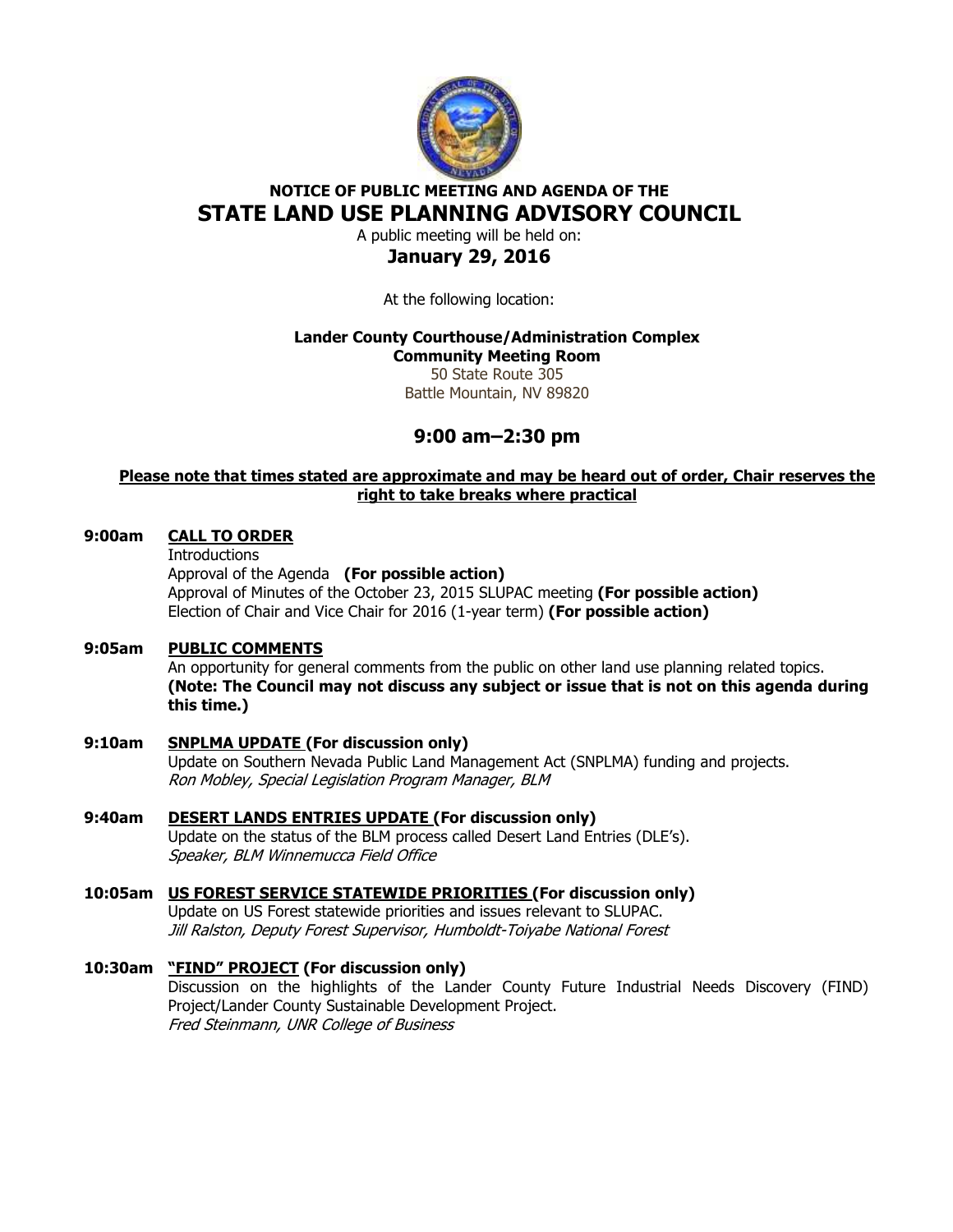**NOTICE OF PUBLIC MEETING AND AGENDA OF THE**

# STATE LAND USE PLANNING ADVISORY COUNCIL

A public meeting will be held on:

## January 29, 2016

At the following location:

**Lander County Courthouse/Administration Complex**
**Community Meeting Room**
50 State Route 305
Battle Mountain, NV 89820

## 9:00 am–2:30 pm

**Please note that times stated are approximate and may be heard out of order, Chair reserves the right to take breaks where practical**

**9:00am** **CALL TO ORDER**
Introductions
Approval of the Agenda **(For possible action)**
Approval of Minutes of the October 23, 2015 SLUPAC meeting **(For possible action)**
Election of Chair and Vice Chair for 2016 (1-year term) **(For possible action)**

**9:05am** **PUBLIC COMMENTS**
An opportunity for general comments from the public on other land use planning related topics.
**(Note: The Council may not discuss any subject or issue that is not on this agenda during this time.)**

**9:10am** **SNPLMA UPDATE (For discussion only)**
Update on Southern Nevada Public Land Management Act (SNPLMA) funding and projects.
*Ron Mobley, Special Legislation Program Manager, BLM*

**9:40am** **DESERT LANDS ENTRIES UPDATE (For discussion only)**
Update on the status of the BLM process called Desert Land Entries (DLE's).
*Speaker, BLM Winnemucca Field Office*

**10:05am** **US FOREST SERVICE STATEWIDE PRIORITIES (For discussion only)**
Update on US Forest statewide priorities and issues relevant to SLUPAC.
*Jill Ralston, Deputy Forest Supervisor, Humboldt-Toiyabe National Forest*

**10:30am** **"FIND" PROJECT (For discussion only)**
Discussion on the highlights of the Lander County Future Industrial Needs Discovery (FIND) Project/Lander County Sustainable Development Project.
*Fred Steinmann, UNR College of Business*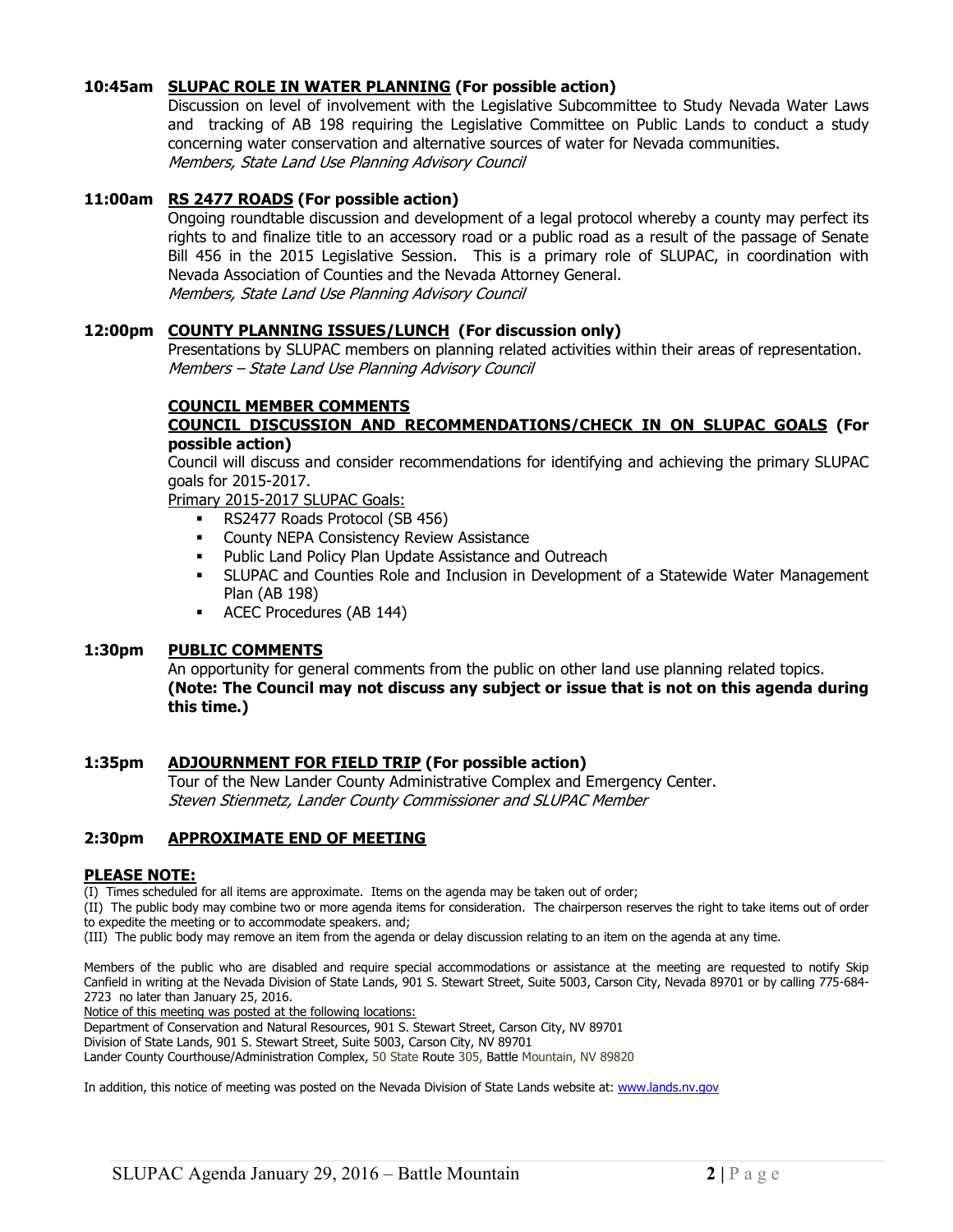**10:45am** **SLUPAC ROLE IN WATER PLANNING (For possible action)**
Discussion on level of involvement with the Legislative Subcommittee to Study Nevada Water Laws and tracking of AB 198 requiring the Legislative Committee on Public Lands to conduct a study concerning water conservation and alternative sources of water for Nevada communities.
*Members, State Land Use Planning Advisory Council*

**11:00am** **RS 2477 ROADS (For possible action)**
Ongoing roundtable discussion and development of a legal protocol whereby a county may perfect its rights to and finalize title to an accessory road or a public road as a result of the passage of Senate Bill 456 in the 2015 Legislative Session. This is a primary role of SLUPAC, in coordination with Nevada Association of Counties and the Nevada Attorney General.
*Members, State Land Use Planning Advisory Council*

**12:00pm** **COUNTY PLANNING ISSUES/LUNCH (For discussion only)**
Presentations by SLUPAC members on planning related activities within their areas of representation.
*Members – State Land Use Planning Advisory Council*

**COUNCIL MEMBER COMMENTS**
**COUNCIL DISCUSSION AND RECOMMENDATIONS/CHECK IN ON SLUPAC GOALS (For possible action)**
Council will discuss and consider recommendations for identifying and achieving the primary SLUPAC goals for 2015-2017.
Primary 2015-2017 SLUPAC Goals:

- RS2477 Roads Protocol (SB 456)
- County NEPA Consistency Review Assistance
- Public Land Policy Plan Update Assistance and Outreach
- SLUPAC and Counties Role and Inclusion in Development of a Statewide Water Management Plan (AB 198)
- ACEC Procedures (AB 144)

**1:30pm** **PUBLIC COMMENTS**
An opportunity for general comments from the public on other land use planning related topics.
**(Note: The Council may not discuss any subject or issue that is not on this agenda during this time.)**

**1:35pm** **ADJOURNMENT FOR FIELD TRIP (For possible action)**
Tour of the New Lander County Administrative Complex and Emergency Center.
*Steven Stienmetz, Lander County Commissioner and SLUPAC Member*

**2:30pm** **APPROXIMATE END OF MEETING**

**PLEASE NOTE:**
(I) Times scheduled for all items are approximate. Items on the agenda may be taken out of order;
(II) The public body may combine two or more agenda items for consideration. The chairperson reserves the right to take items out of order to expedite the meeting or to accommodate speakers. and;
(III) The public body may remove an item from the agenda or delay discussion relating to an item on the agenda at any time.

Members of the public who are disabled and require special accommodations or assistance at the meeting are requested to notify Skip Canfield in writing at the Nevada Division of State Lands, 901 S. Stewart Street, Suite 5003, Carson City, Nevada 89701 or by calling 775-684-2723 no later than January 25, 2016.
Notice of this meeting was posted at the following locations:
Department of Conservation and Natural Resources, 901 S. Stewart Street, Carson City, NV 89701
Division of State Lands, 901 S. Stewart Street, Suite 5003, Carson City, NV 89701
Lander County Courthouse/Administration Complex, 50 State Route 305, Battle Mountain, NV 89820

In addition, this notice of meeting was posted on the Nevada Division of State Lands website at: www.lands.nv.gov